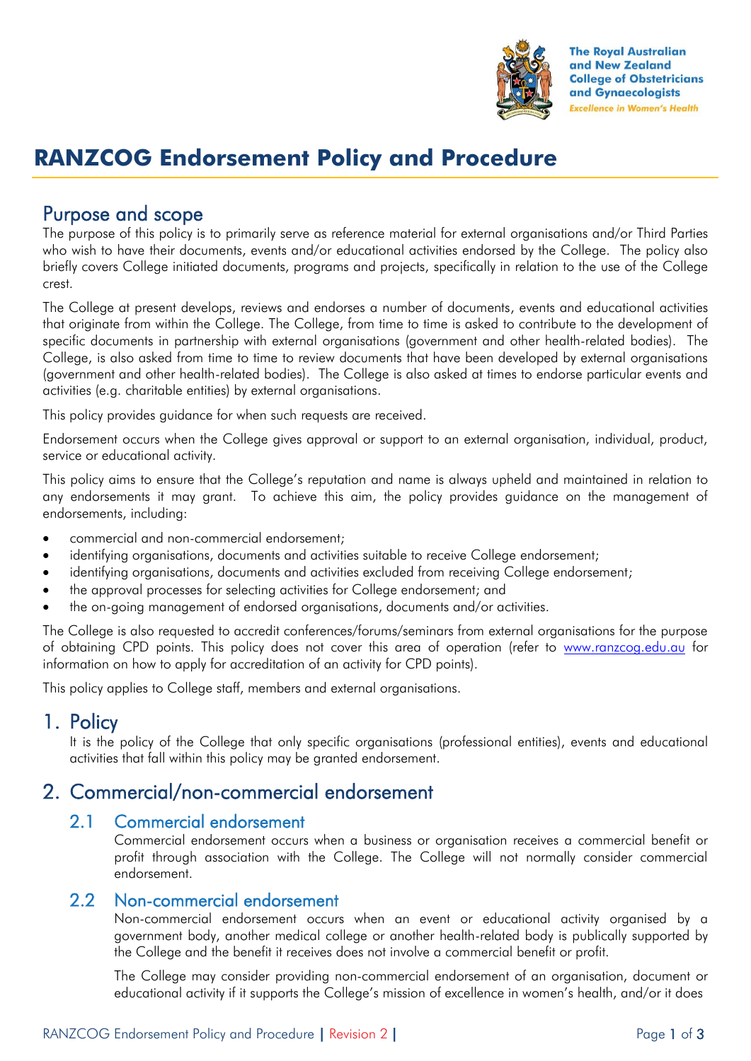# RANZCOG Endorsement Policy and Procedure

## Purpose and scope

The purpose of this policy is to primarily serve as reference material for external organisations and/or Third Parties who wish to have their documents, events and/or educational activities endorsed by the College. The policy also briefly covers College initiated documents, programs and projects, specifically in relation to the use of the College crest.

The College at present develops, reviews and endorses a number of documents, events and educational activities that originate from within the College. The College, from time to time is asked to contribute to the development of specific documents in partnership with external organisations (government and other health-related bodies). The College, is also asked from time to time to review documents that have been developed by external organisations (government and other health-related bodies). The College is also asked at times to endorse particular events and activities (e.g. charitable entities) by external organisations.

This policy provides guidance for when such requests are received.

Endorsement occurs when the College gives approval or support to an external organisation, individual, product, service or educational activity.

This policy aims to ensure that the College's reputation and name is always upheld and maintained in relation to any endorsements it may grant. To achieve this aim, the policy provides guidance on the management of endorsements, including:

- commercial and non-commercial endorsement;
- identifying organisations, documents and activities suitable to receive College endorsement;
- identifying organisations, documents and activities excluded from receiving College endorsement;
- the approval processes for selecting activities for College endorsement; and
- the on-going management of endorsed organisations, documents and/or activities.

The College is also requested to accredit conferences/forums/seminars from external organisations for the purpose of obtaining CPD points. This policy does not cover this area of operation (refer to www.ranzcog.edu.au for information on how to apply for accreditation of an activity for CPD points).

This policy applies to College staff, members and external organisations.

## 1. Policy

It is the policy of the College that only specific organisations (professional entities), events and educational activities that fall within this policy may be granted endorsement.

## 2. Commercial/non-commercial endorsement

### 2.1 Commercial endorsement

Commercial endorsement occurs when a business or organisation receives a commercial benefit or profit through association with the College. The College will not normally consider commercial endorsement.

### 2.2 Non-commercial endorsement

Non-commercial endorsement occurs when an event or educational activity organised by a government body, another medical college or another health-related body is publically supported by the College and the benefit it receives does not involve a commercial benefit or profit.

The College may consider providing non-commercial endorsement of an organisation, document or educational activity if it supports the College's mission of excellence in women's health, and/or it does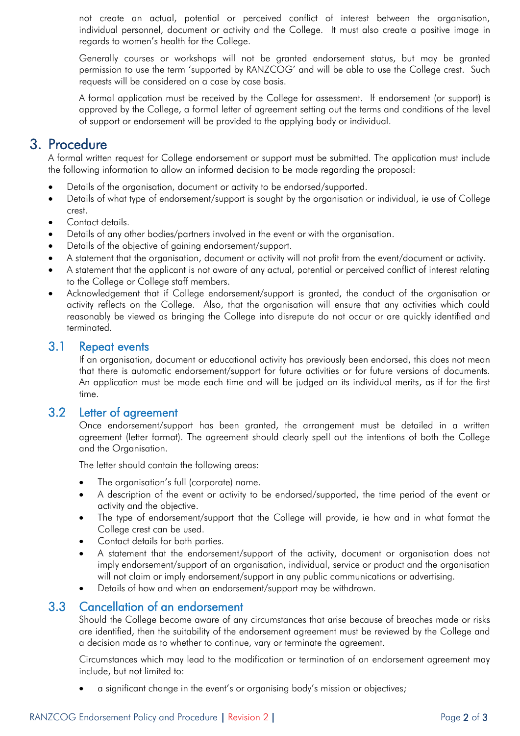not create an actual, potential or perceived conflict of interest between the organisation, individual personnel, document or activity and the College. It must also create a positive image in regards to women's health for the College.

Generally courses or workshops will not be granted endorsement status, but may be granted permission to use the term 'supported by RANZCOG' and will be able to use the College crest. Such requests will be considered on a case by case basis.

A formal application must be received by the College for assessment. If endorsement (or support) is approved by the College, a formal letter of agreement setting out the terms and conditions of the level of support or endorsement will be provided to the applying body or individual.

# 3. Procedure

A formal written request for College endorsement or support must be submitted. The application must include the following information to allow an informed decision to be made regarding the proposal:

- Details of the organisation, document or activity to be endorsed/supported.
- Details of what type of endorsement/support is sought by the organisation or individual, ie use of College crest.
- Contact details.
- Details of any other bodies/partners involved in the event or with the organisation.
- Details of the objective of gaining endorsement/support.
- A statement that the organisation, document or activity will not profit from the event/document or activity.
- A statement that the applicant is not aware of any actual, potential or perceived conflict of interest relating to the College or College staff members.
- Acknowledgement that if College endorsement/support is granted, the conduct of the organisation or activity reflects on the College. Also, that the organisation will ensure that any activities which could reasonably be viewed as bringing the College into disrepute do not occur or are quickly identified and terminated.

## 3.1 Repeat events

If an organisation, document or educational activity has previously been endorsed, this does not mean that there is automatic endorsement/support for future activities or for future versions of documents. An application must be made each time and will be judged on its individual merits, as if for the first time.

## 3.2 Letter of agreement

Once endorsement/support has been granted, the arrangement must be detailed in a written agreement (letter format). The agreement should clearly spell out the intentions of both the College and the Organisation.

The letter should contain the following areas:

- The organisation's full (corporate) name.
- A description of the event or activity to be endorsed/supported, the time period of the event or activity and the objective.
- The type of endorsement/support that the College will provide, ie how and in what format the College crest can be used.
- Contact details for both parties.
- A statement that the endorsement/support of the activity, document or organisation does not imply endorsement/support of an organisation, individual, service or product and the organisation will not claim or imply endorsement/support in any public communications or advertising.
- Details of how and when an endorsement/support may be withdrawn.

## 3.3 Cancellation of an endorsement

Should the College become aware of any circumstances that arise because of breaches made or risks are identified, then the suitability of the endorsement agreement must be reviewed by the College and a decision made as to whether to continue, vary or terminate the agreement.

Circumstances which may lead to the modification or termination of an endorsement agreement may include, but not limited to:

- a significant change in the event's or organising body's mission or objectives;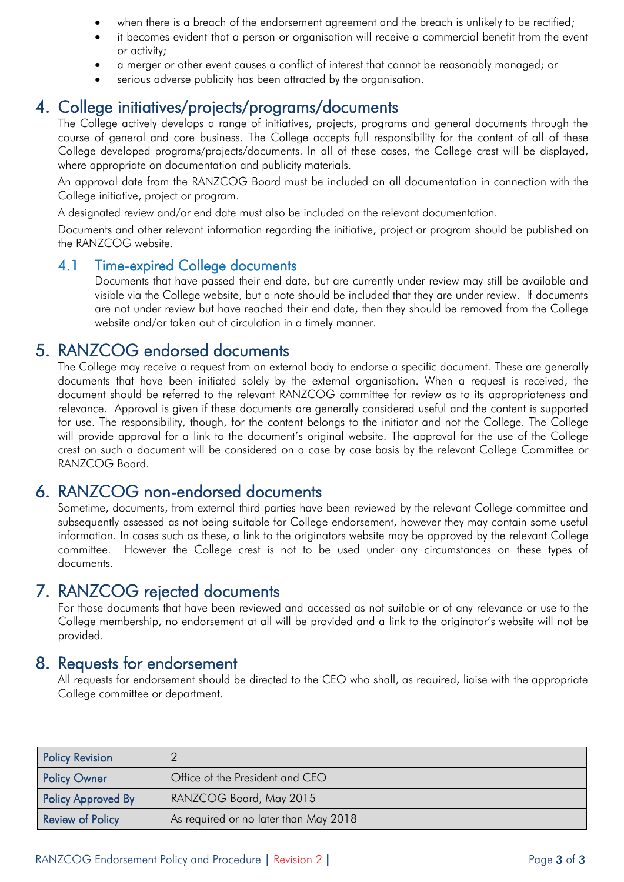- when there is a breach of the endorsement agreement and the breach is unlikely to be rectified;
- it becomes evident that a person or organisation will receive a commercial benefit from the event or activity;
- a merger or other event causes a conflict of interest that cannot be reasonably managed; or
- serious adverse publicity has been attracted by the organisation.

## 4. College initiatives/projects/programs/documents

The College actively develops a range of initiatives, projects, programs and general documents through the course of general and core business. The College accepts full responsibility for the content of all of these College developed programs/projects/documents. In all of these cases, the College crest will be displayed, where appropriate on documentation and publicity materials.

An approval date from the RANZCOG Board must be included on all documentation in connection with the College initiative, project or program.

A designated review and/or end date must also be included on the relevant documentation.

Documents and other relevant information regarding the initiative, project or program should be published on the RANZCOG website.

### 4.1 Time-expired College documents

Documents that have passed their end date, but are currently under review may still be available and visible via the College website, but a note should be included that they are under review. If documents are not under review but have reached their end date, then they should be removed from the College website and/or taken out of circulation in a timely manner.

## 5. RANZCOG endorsed documents

The College may receive a request from an external body to endorse a specific document. These are generally documents that have been initiated solely by the external organisation. When a request is received, the document should be referred to the relevant RANZCOG committee for review as to its appropriateness and relevance. Approval is given if these documents are generally considered useful and the content is supported for use. The responsibility, though, for the content belongs to the initiator and not the College. The College will provide approval for a link to the document's original website. The approval for the use of the College crest on such a document will be considered on a case by case basis by the relevant College Committee or RANZCOG Board.

## 6. RANZCOG non-endorsed documents

Sometime, documents, from external third parties have been reviewed by the relevant College committee and subsequently assessed as not being suitable for College endorsement, however they may contain some useful information. In cases such as these, a link to the originators website may be approved by the relevant College committee. However the College crest is not to be used under any circumstances on these types of documents.

## 7. RANZCOG rejected documents

For those documents that have been reviewed and accessed as not suitable or of any relevance or use to the College membership, no endorsement at all will be provided and a link to the originator's website will not be provided.

## 8. Requests for endorsement

All requests for endorsement should be directed to the CEO who shall, as required, liaise with the appropriate College committee or department.

| | |
|---|---|
| Policy Revision | 2 |
| Policy Owner | Office of the President and CEO |
| Policy Approved By | RANZCOG Board, May 2015 |
| Review of Policy | As required or no later than May 2018 |